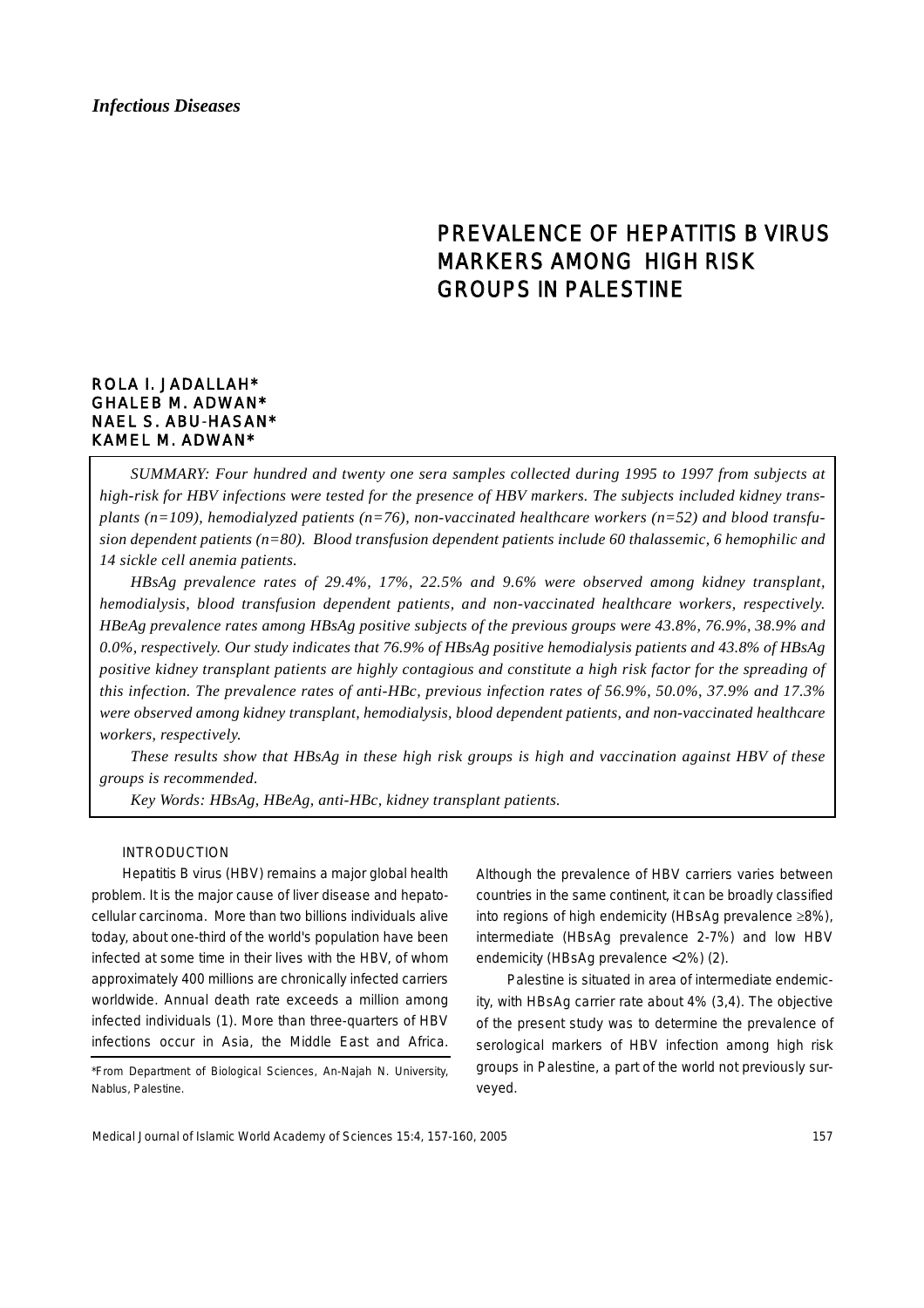*Infectious Diseases*

# PREVALENCE OF HEPATITIS B VIRUS MARKERS AMONG HIGH RISK GROUPS IN PALESTINE

ROLA I. JADALLAH*
GHALEB M. ADWAN*
NAEL S. ABU-HASAN*
KAMEL M. ADWAN*

*SUMMARY: Four hundred and twenty one sera samples collected during 1995 to 1997 from subjects at high-risk for HBV infections were tested for the presence of HBV markers. The subjects included kidney transplants (n=109), hemodialyzed patients (n=76), non-vaccinated healthcare workers (n=52) and blood transfusion dependent patients (n=80). Blood transfusion dependent patients include 60 thalassemic, 6 hemophilic and 14 sickle cell anemia patients.*

*HBsAg prevalence rates of 29.4%, 17%, 22.5% and 9.6% were observed among kidney transplant, hemodialysis, blood transfusion dependent patients, and non-vaccinated healthcare workers, respectively. HBeAg prevalence rates among HBsAg positive subjects of the previous groups were 43.8%, 76.9%, 38.9% and 0.0%, respectively. Our study indicates that 76.9% of HBsAg positive hemodialysis patients and 43.8% of HBsAg positive kidney transplant patients are highly contagious and constitute a high risk factor for the spreading of this infection. The prevalence rates of anti-HBc, previous infection rates of 56.9%, 50.0%, 37.9% and 17.3% were observed among kidney transplant, hemodialysis, blood dependent patients, and non-vaccinated healthcare workers, respectively.*

*These results show that HBsAg in these high risk groups is high and vaccination against HBV of these groups is recommended.*

*Key Words: HBsAg, HBeAg, anti-HBc, kidney transplant patients.*

## INTRODUCTION

Hepatitis B virus (HBV) remains a major global health problem. It is the major cause of liver disease and hepatocellular carcinoma. More than two billions individuals alive today, about one-third of the world's population have been infected at some time in their lives with the HBV, of whom approximately 400 millions are chronically infected carriers worldwide. Annual death rate exceeds a million among infected individuals (1). More than three-quarters of HBV infections occur in Asia, the Middle East and Africa. Although the prevalence of HBV carriers varies between countries in the same continent, it can be broadly classified into regions of high endemicity (HBsAg prevalence $\geq$8%), intermediate (HBsAg prevalence 2-7%) and low HBV endemicity (HBsAg prevalence <2%) (2).

Palestine is situated in area of intermediate endemicity, with HBsAg carrier rate about 4% (3,4). The objective of the present study was to determine the prevalence of serological markers of HBV infection among high risk groups in Palestine, a part of the world not previously surveyed.

*From Department of Biological Sciences, An-Najah N. University, Nablus, Palestine.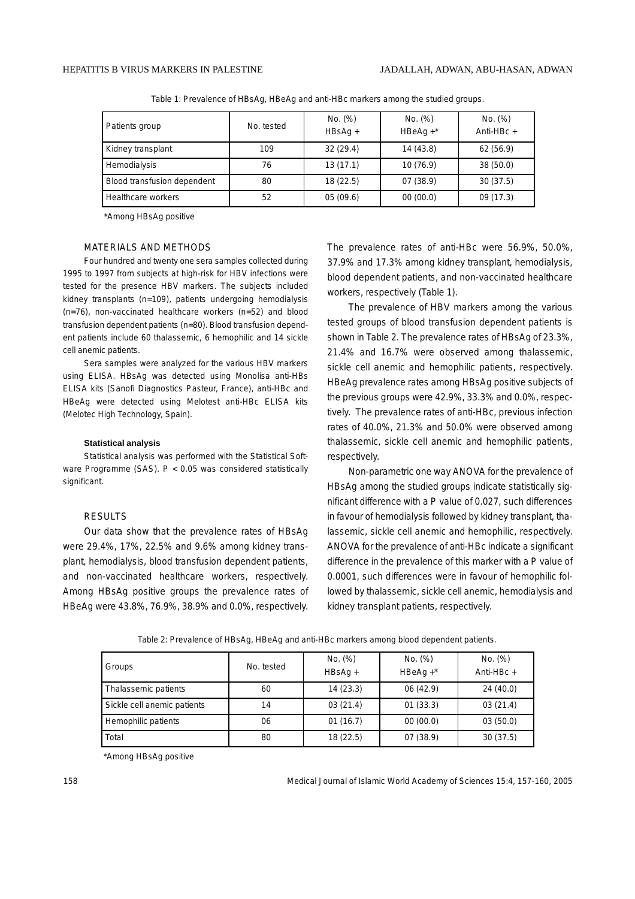Table 1: Prevalence of HBsAg, HBeAg and anti-HBc markers among the studied groups.

| Patients group | No. tested | No. (%) HBsAg + | No. (%) HBeAg +* | No. (%) Anti-HBc + |
|---|---|---|---|---|
| Kidney transplant | 109 | 32 (29.4) | 14 (43.8) | 62 (56.9) |
| Hemodialysis | 76 | 13 (17.1) | 10 (76.9) | 38 (50.0) |
| Blood transfusion dependent | 80 | 18 (22.5) | 07 (38.9) | 30 (37.5) |
| Healthcare workers | 52 | 05 (09.6) | 00 (00.0) | 09 (17.3) |

*Among HBsAg positive

## MATERIALS AND METHODS

Four hundred and twenty one sera samples collected during 1995 to 1997 from subjects at high-risk for HBV infections were tested for the presence HBV markers. The subjects included kidney transplants (n=109), patients undergoing hemodialysis (n=76), non-vaccinated healthcare workers (n=52) and blood transfusion dependent patients (n=80). Blood transfusion dependent patients include 60 thalassemic, 6 hemophilic and 14 sickle cell anemic patients.

Sera samples were analyzed for the various HBV markers using ELISA. HBsAg was detected using Monolisa anti-HBs ELISA kits (Sanofi Diagnostics Pasteur, France), anti-HBc and HBeAg were detected using Melotest anti-HBc ELISA kits (Melotec High Technology, Spain).

### Statistical analysis

Statistical analysis was performed with the Statistical Software Programme (SAS). $P < 0.05$ was considered statistically significant.

## RESULTS

Our data show that the prevalence rates of HBsAg were 29.4%, 17%, 22.5% and 9.6% among kidney transplant, hemodialysis, blood transfusion dependent patients, and non-vaccinated healthcare workers, respectively. Among HBsAg positive groups the prevalence rates of HBeAg were 43.8%, 76.9%, 38.9% and 0.0%, respectively. The prevalence rates of anti-HBc were 56.9%, 50.0%, 37.9% and 17.3% among kidney transplant, hemodialysis, blood dependent patients, and non-vaccinated healthcare workers, respectively (Table 1).

The prevalence of HBV markers among the various tested groups of blood transfusion dependent patients is shown in Table 2. The prevalence rates of HBsAg of 23.3%, 21.4% and 16.7% were observed among thalassemic, sickle cell anemic and hemophilic patients, respectively. HBeAg prevalence rates among HBsAg positive subjects of the previous groups were 42.9%, 33.3% and 0.0%, respectively. The prevalence rates of anti-HBc, previous infection rates of 40.0%, 21.3% and 50.0% were observed among thalassemic, sickle cell anemic and hemophilic patients, respectively.

Non-parametric one way ANOVA for the prevalence of HBsAg among the studied groups indicate statistically significant difference with a P value of 0.027, such differences in favour of hemodialysis followed by kidney transplant, thalassemic, sickle cell anemic and hemophilic, respectively. ANOVA for the prevalence of anti-HBc indicate a significant difference in the prevalence of this marker with a P value of 0.0001, such differences were in favour of hemophilic followed by thalassemic, sickle cell anemic, hemodialysis and kidney transplant patients, respectively.

Table 2: Prevalence of HBsAg, HBeAg and anti-HBc markers among blood dependent patients.

| Groups | No. tested | No. (%) HBsAg + | No. (%) HBeAg +* | No. (%) Anti-HBc + |
|---|---|---|---|---|
| Thalassemic patients | 60 | 14 (23.3) | 06 (42.9) | 24 (40.0) |
| Sickle cell anemic patients | 14 | 03 (21.4) | 01 (33.3) | 03 (21.4) |
| Hemophilic patients | 06 | 01 (16.7) | 00 (00.0) | 03 (50.0) |
| Total | 80 | 18 (22.5) | 07 (38.9) | 30 (37.5) |

*Among HBsAg positive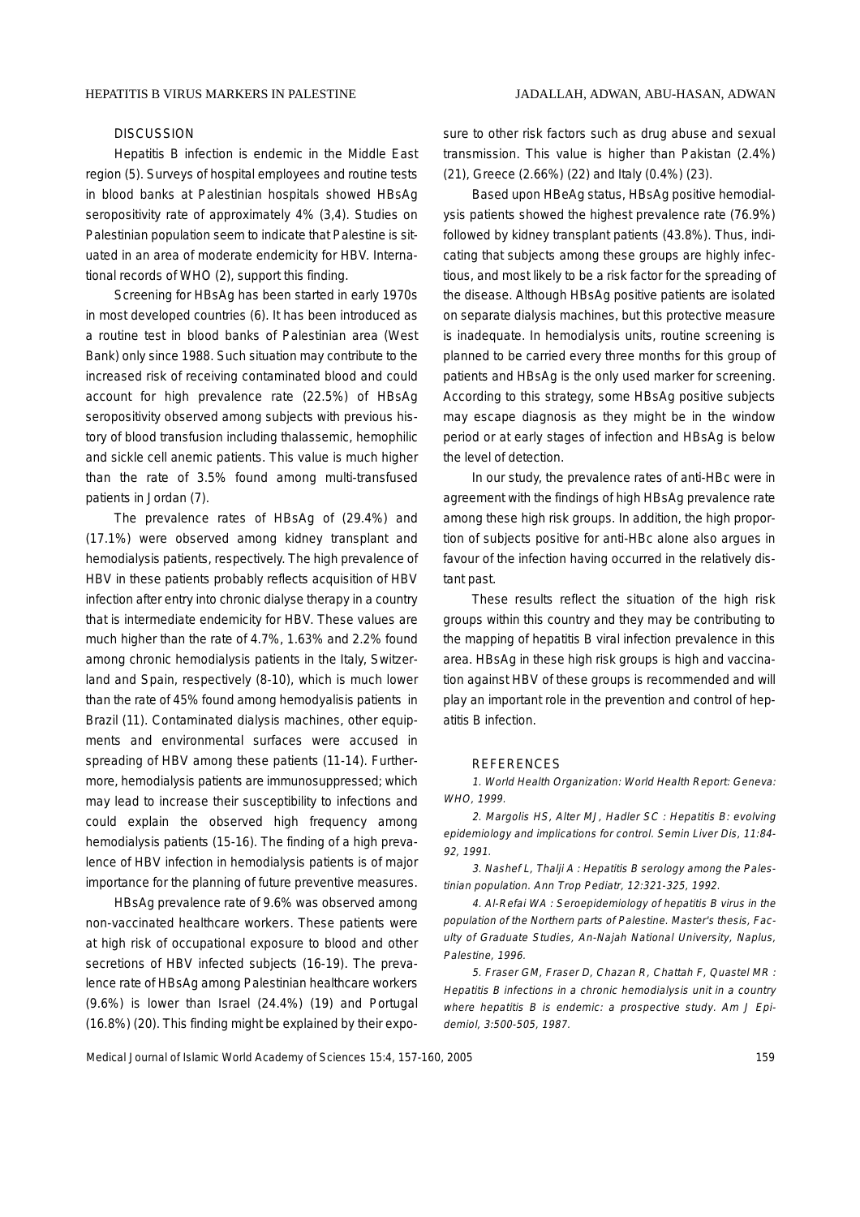## DISCUSSION

Hepatitis B infection is endemic in the Middle East region (5). Surveys of hospital employees and routine tests in blood banks at Palestinian hospitals showed HBsAg seropositivity rate of approximately 4% (3,4). Studies on Palestinian population seem to indicate that Palestine is situated in an area of moderate endemicity for HBV. International records of WHO (2), support this finding.

Screening for HBsAg has been started in early 1970s in most developed countries (6). It has been introduced as a routine test in blood banks of Palestinian area (West Bank) only since 1988. Such situation may contribute to the increased risk of receiving contaminated blood and could account for high prevalence rate (22.5%) of HBsAg seropositivity observed among subjects with previous history of blood transfusion including thalassemic, hemophilic and sickle cell anemic patients. This value is much higher than the rate of 3.5% found among multi-transfused patients in Jordan (7).

The prevalence rates of HBsAg of (29.4%) and (17.1%) were observed among kidney transplant and hemodialysis patients, respectively. The high prevalence of HBV in these patients probably reflects acquisition of HBV infection after entry into chronic dialyse therapy in a country that is intermediate endemicity for HBV. These values are much higher than the rate of 4.7%, 1.63% and 2.2% found among chronic hemodialysis patients in the Italy, Switzerland and Spain, respectively (8-10), which is much lower than the rate of 45% found among hemodyalisis patients in Brazil (11). Contaminated dialysis machines, other equipments and environmental surfaces were accused in spreading of HBV among these patients (11-14). Furthermore, hemodialysis patients are immunosuppressed; which may lead to increase their susceptibility to infections and could explain the observed high frequency among hemodialysis patients (15-16). The finding of a high prevalence of HBV infection in hemodialysis patients is of major importance for the planning of future preventive measures.

HBsAg prevalence rate of 9.6% was observed among non-vaccinated healthcare workers. These patients were at high risk of occupational exposure to blood and other secretions of HBV infected subjects (16-19). The prevalence rate of HBsAg among Palestinian healthcare workers (9.6%) is lower than Israel (24.4%) (19) and Portugal (16.8%) (20). This finding might be explained by their exposure to other risk factors such as drug abuse and sexual transmission. This value is higher than Pakistan (2.4%) (21), Greece (2.66%) (22) and Italy (0.4%) (23).

Based upon HBeAg status, HBsAg positive hemodialysis patients showed the highest prevalence rate (76.9%) followed by kidney transplant patients (43.8%). Thus, indicating that subjects among these groups are highly infectious, and most likely to be a risk factor for the spreading of the disease. Although HBsAg positive patients are isolated on separate dialysis machines, but this protective measure is inadequate. In hemodialysis units, routine screening is planned to be carried every three months for this group of patients and HBsAg is the only used marker for screening. According to this strategy, some HBsAg positive subjects may escape diagnosis as they might be in the window period or at early stages of infection and HBsAg is below the level of detection.

In our study, the prevalence rates of anti-HBc were in agreement with the findings of high HBsAg prevalence rate among these high risk groups. In addition, the high proportion of subjects positive for anti-HBc alone also argues in favour of the infection having occurred in the relatively distant past.

These results reflect the situation of the high risk groups within this country and they may be contributing to the mapping of hepatitis B viral infection prevalence in this area. HBsAg in these high risk groups is high and vaccination against HBV of these groups is recommended and will play an important role in the prevention and control of hepatitis B infection.

## REFERENCES

1. *World Health Organization: World Health Report: Geneva: WHO, 1999.*

2. *Margolis HS, Alter MJ, Hadler SC : Hepatitis B: evolving epidemiology and implications for control. Semin Liver Dis, 11:84-92, 1991.*

3. *Nashef L, Thalji A : Hepatitis B serology among the Palestinian population. Ann Trop Pediatr, 12:321-325, 1992.*

4. *Al-Refai WA : Seroepidemiology of hepatitis B virus in the population of the Northern parts of Palestine. Master's thesis, Faculty of Graduate Studies, An-Najah National University, Naplus, Palestine, 1996.*

5. *Fraser GM, Fraser D, Chazan R, Chattah F, Quastel MR : Hepatitis B infections in a chronic hemodialysis unit in a country where hepatitis B is endemic: a prospective study. Am J Epidemiol, 3:500-505, 1987.*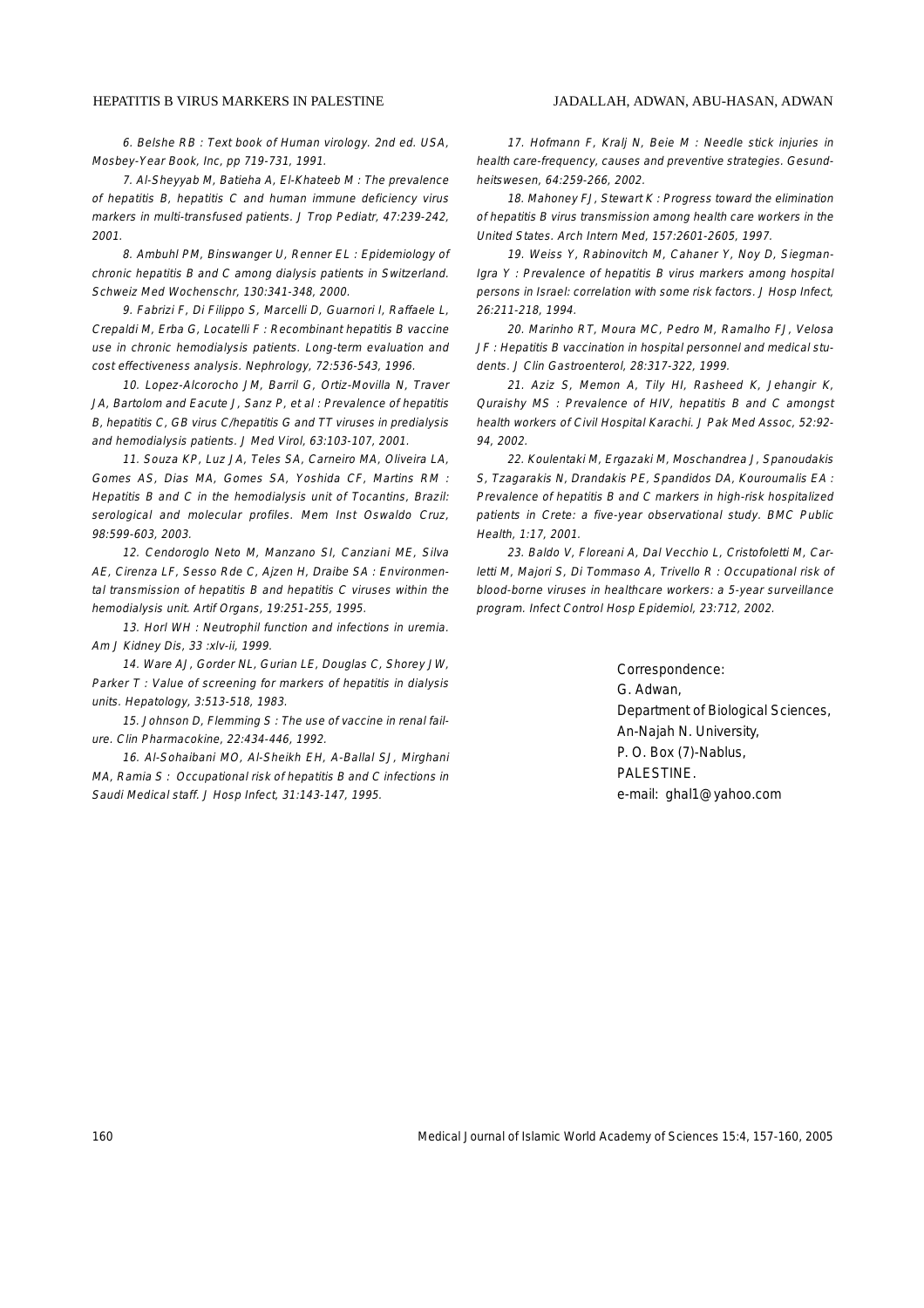6. Belshe RB : Text book of Human virology. 2nd ed. USA, Mosbey-Year Book, Inc, pp 719-731, 1991.

7. Al-Sheyyab M, Batieha A, El-Khateeb M : The prevalence of hepatitis B, hepatitis C and human immune deficiency virus markers in multi-transfused patients. J Trop Pediatr, 47:239-242, 2001.

8. Ambuhl PM, Binswanger U, Renner EL : Epidemiology of chronic hepatitis B and C among dialysis patients in Switzerland. Schweiz Med Wochenschr, 130:341-348, 2000.

9. Fabrizi F, Di Filippo S, Marcelli D, Guarnori I, Raffaele L, Crepaldi M, Erba G, Locatelli F : Recombinant hepatitis B vaccine use in chronic hemodialysis patients. Long-term evaluation and cost effectiveness analysis. Nephrology, 72:536-543, 1996.

10. Lopez-Alcorocho JM, Barril G, Ortiz-Movilla N, Traver JA, Bartolom and Eacute J, Sanz P, et al : Prevalence of hepatitis B, hepatitis C, GB virus C/hepatitis G and TT viruses in predialysis and hemodialysis patients. J Med Virol, 63:103-107, 2001.

11. Souza KP, Luz JA, Teles SA, Carneiro MA, Oliveira LA, Gomes AS, Dias MA, Gomes SA, Yoshida CF, Martins RM : Hepatitis B and C in the hemodialysis unit of Tocantins, Brazil: serological and molecular profiles. Mem Inst Oswaldo Cruz, 98:599-603, 2003.

12. Cendoroglo Neto M, Manzano SI, Canziani ME, Silva AE, Cirenza LF, Sesso Rde C, Ajzen H, Draibe SA : Environmental transmission of hepatitis B and hepatitis C viruses within the hemodialysis unit. Artif Organs, 19:251-255, 1995.

13. Horl WH : Neutrophil function and infections in uremia. Am J Kidney Dis, 33 :xlv-ii, 1999.

14. Ware AJ, Gorder NL, Gurian LE, Douglas C, Shorey JW, Parker T : Value of screening for markers of hepatitis in dialysis units. Hepatology, 3:513-518, 1983.

15. Johnson D, Flemming S : The use of vaccine in renal failure. Clin Pharmacokine, 22:434-446, 1992.

16. Al-Sohaibani MO, Al-Sheikh EH, A-Ballal SJ, Mirghani MA, Ramia S : Occupational risk of hepatitis B and C infections in Saudi Medical staff. J Hosp Infect, 31:143-147, 1995.

17. Hofmann F, Kralj N, Beie M : Needle stick injuries in health care-frequency, causes and preventive strategies. Gesundheitswesen, 64:259-266, 2002.

18. Mahoney FJ, Stewart K : Progress toward the elimination of hepatitis B virus transmission among health care workers in the United States. Arch Intern Med, 157:2601-2605, 1997.

19. Weiss Y, Rabinovitch M, Cahaner Y, Noy D, Siegman-Igra Y : Prevalence of hepatitis B virus markers among hospital persons in Israel: correlation with some risk factors. J Hosp Infect, 26:211-218, 1994.

20. Marinho RT, Moura MC, Pedro M, Ramalho FJ, Velosa JF : Hepatitis B vaccination in hospital personnel and medical students. J Clin Gastroenterol, 28:317-322, 1999.

21. Aziz S, Memon A, Tily HI, Rasheed K, Jehangir K, Quraishy MS : Prevalence of HIV, hepatitis B and C amongst health workers of Civil Hospital Karachi. J Pak Med Assoc, 52:92-94, 2002.

22. Koulentaki M, Ergazaki M, Moschandrea J, Spanoudakis S, Tzagarakis N, Drandakis PE, Spandidos DA, Kouroumalis EA : Prevalence of hepatitis B and C markers in high-risk hospitalized patients in Crete: a five-year observational study. BMC Public Health, 1:17, 2001.

23. Baldo V, Floreani A, Dal Vecchio L, Cristofoletti M, Carletti M, Majori S, Di Tommaso A, Trivello R : Occupational risk of blood-borne viruses in healthcare workers: a 5-year surveillance program. Infect Control Hosp Epidemiol, 23:712, 2002.

Correspondence:  
G. Adwan,  
Department of Biological Sciences,  
An-Najah N. University,  
P. O. Box (7)-Nablus,  
PALESTINE.  
e-mail: ghal1@yahoo.com